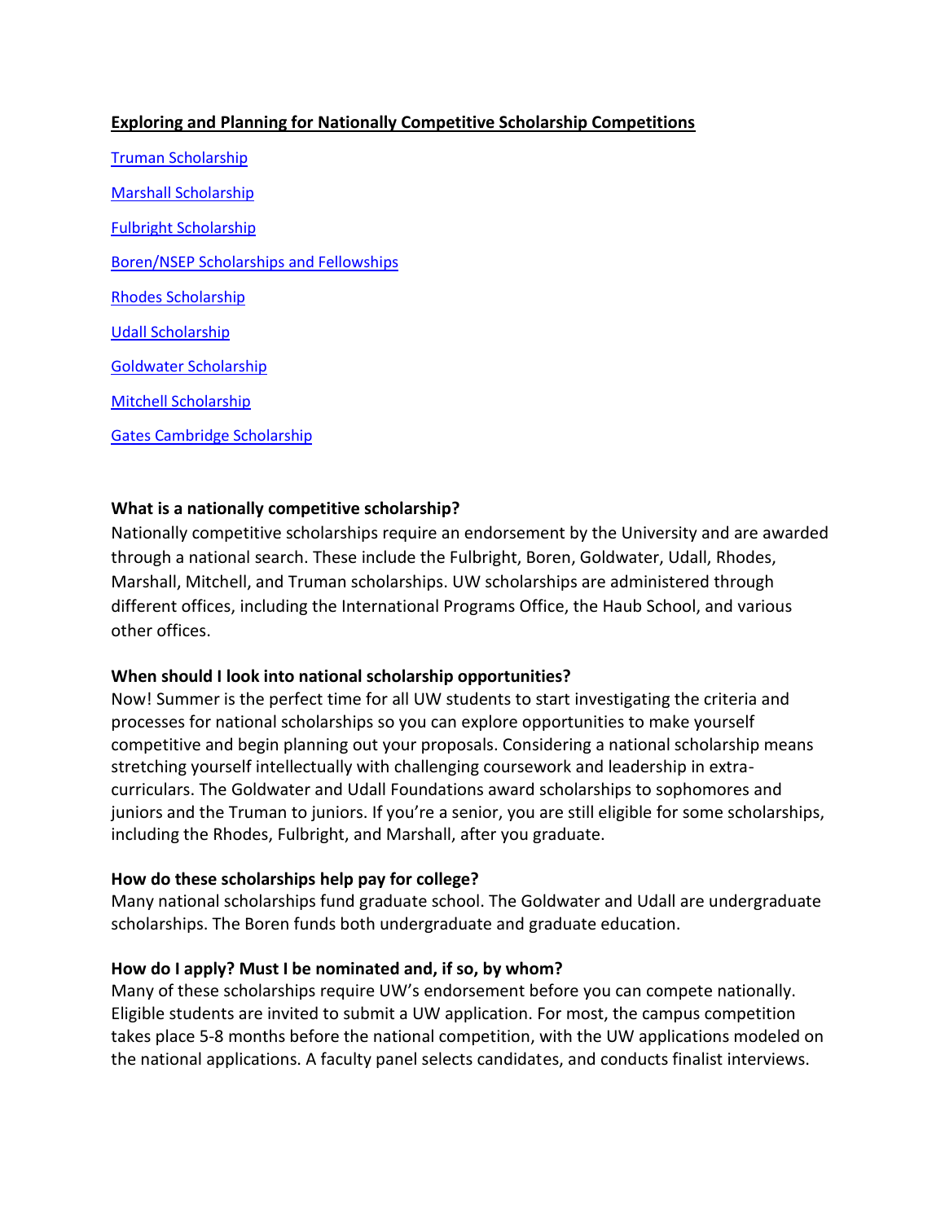**Exploring and Planning for Nationally Competitive Scholarship Competitions**

Truman Scholarship

Marshall Scholarship

Fulbright Scholarship

Boren/NSEP Scholarships and Fellowships

Rhodes Scholarship

Udall Scholarship

Goldwater Scholarship

Mitchell Scholarship

Gates Cambridge Scholarship

**What is a nationally competitive scholarship?**

Nationally competitive scholarships require an endorsement by the University and are awarded through a national search. These include the Fulbright, Boren, Goldwater, Udall, Rhodes, Marshall, Mitchell, and Truman scholarships. UW scholarships are administered through different offices, including the International Programs Office, the Haub School, and various other offices.

**When should I look into national scholarship opportunities?**

Now! Summer is the perfect time for all UW students to start investigating the criteria and processes for national scholarships so you can explore opportunities to make yourself competitive and begin planning out your proposals. Considering a national scholarship means stretching yourself intellectually with challenging coursework and leadership in extra-curriculars. The Goldwater and Udall Foundations award scholarships to sophomores and juniors and the Truman to juniors. If you're a senior, you are still eligible for some scholarships, including the Rhodes, Fulbright, and Marshall, after you graduate.

**How do these scholarships help pay for college?**

Many national scholarships fund graduate school. The Goldwater and Udall are undergraduate scholarships. The Boren funds both undergraduate and graduate education.

**How do I apply? Must I be nominated and, if so, by whom?**

Many of these scholarships require UW's endorsement before you can compete nationally. Eligible students are invited to submit a UW application. For most, the campus competition takes place 5-8 months before the national competition, with the UW applications modeled on the national applications. A faculty panel selects candidates, and conducts finalist interviews.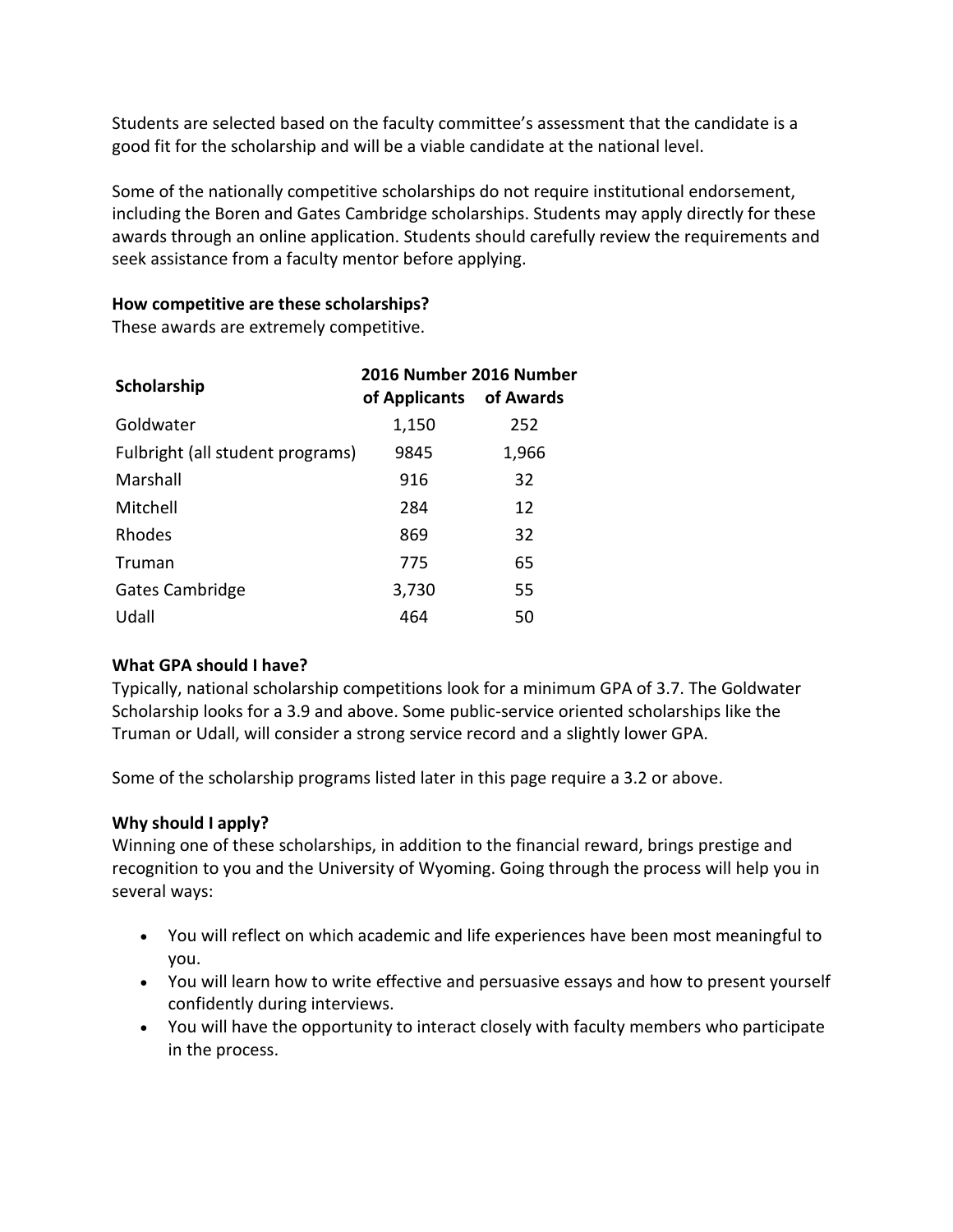Students are selected based on the faculty committee's assessment that the candidate is a good fit for the scholarship and will be a viable candidate at the national level.

Some of the nationally competitive scholarships do not require institutional endorsement, including the Boren and Gates Cambridge scholarships. Students may apply directly for these awards through an online application. Students should carefully review the requirements and seek assistance from a faculty mentor before applying.

**How competitive are these scholarships?**
These awards are extremely competitive.

| Scholarship | 2016 Number of Applicants | 2016 Number of Awards |
|---|---|---|
| Goldwater | 1,150 | 252 |
| Fulbright (all student programs) | 9845 | 1,966 |
| Marshall | 916 | 32 |
| Mitchell | 284 | 12 |
| Rhodes | 869 | 32 |
| Truman | 775 | 65 |
| Gates Cambridge | 3,730 | 55 |
| Udall | 464 | 50 |

**What GPA should I have?**
Typically, national scholarship competitions look for a minimum GPA of 3.7. The Goldwater Scholarship looks for a 3.9 and above. Some public-service oriented scholarships like the Truman or Udall, will consider a strong service record and a slightly lower GPA.

Some of the scholarship programs listed later in this page require a 3.2 or above.

**Why should I apply?**
Winning one of these scholarships, in addition to the financial reward, brings prestige and recognition to you and the University of Wyoming. Going through the process will help you in several ways:

- You will reflect on which academic and life experiences have been most meaningful to you.
- You will learn how to write effective and persuasive essays and how to present yourself confidently during interviews.
- You will have the opportunity to interact closely with faculty members who participate in the process.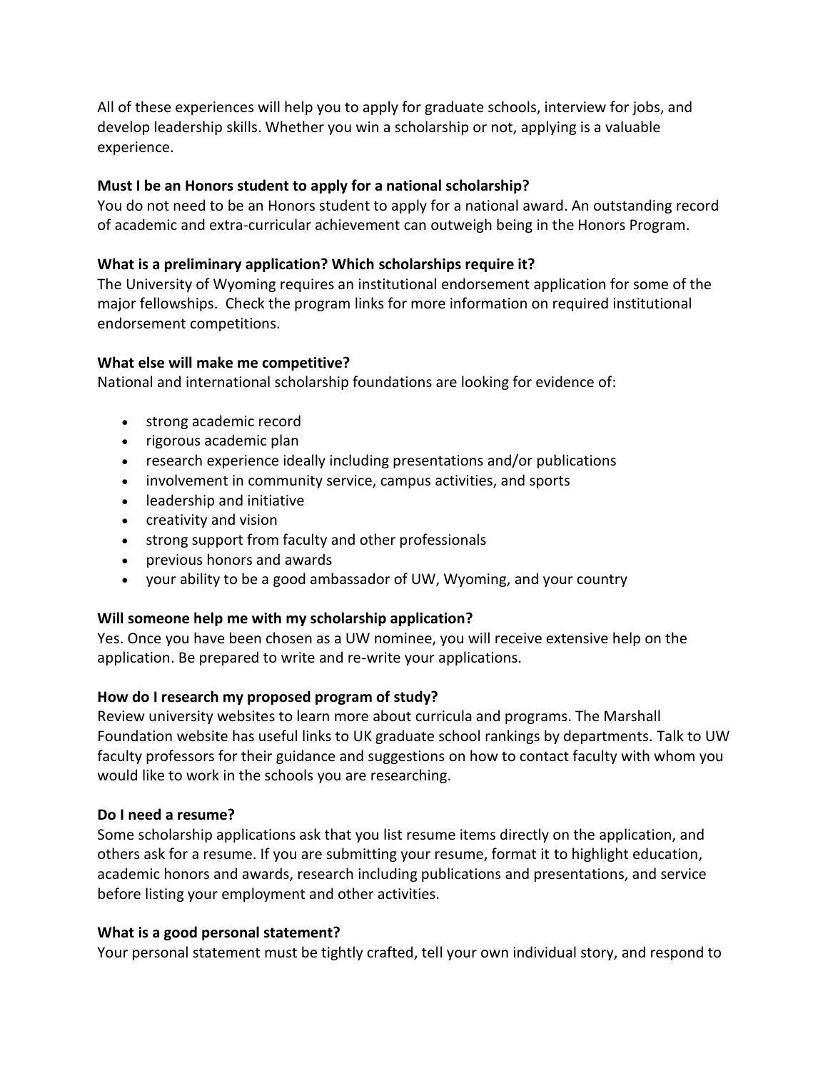All of these experiences will help you to apply for graduate schools, interview for jobs, and develop leadership skills. Whether you win a scholarship or not, applying is a valuable experience.

**Must I be an Honors student to apply for a national scholarship?**
You do not need to be an Honors student to apply for a national award. An outstanding record of academic and extra-curricular achievement can outweigh being in the Honors Program.

**What is a preliminary application? Which scholarships require it?**
The University of Wyoming requires an institutional endorsement application for some of the major fellowships. Check the program links for more information on required institutional endorsement competitions.

**What else will make me competitive?**
National and international scholarship foundations are looking for evidence of:

- strong academic record
- rigorous academic plan
- research experience ideally including presentations and/or publications
- involvement in community service, campus activities, and sports
- leadership and initiative
- creativity and vision
- strong support from faculty and other professionals
- previous honors and awards
- your ability to be a good ambassador of UW, Wyoming, and your country

**Will someone help me with my scholarship application?**
Yes. Once you have been chosen as a UW nominee, you will receive extensive help on the application. Be prepared to write and re-write your applications.

**How do I research my proposed program of study?**
Review university websites to learn more about curricula and programs. The Marshall Foundation website has useful links to UK graduate school rankings by departments. Talk to UW faculty professors for their guidance and suggestions on how to contact faculty with whom you would like to work in the schools you are researching.

**Do I need a resume?**
Some scholarship applications ask that you list resume items directly on the application, and others ask for a resume. If you are submitting your resume, format it to highlight education, academic honors and awards, research including publications and presentations, and service before listing your employment and other activities.

**What is a good personal statement?**
Your personal statement must be tightly crafted, tell your own individual story, and respond to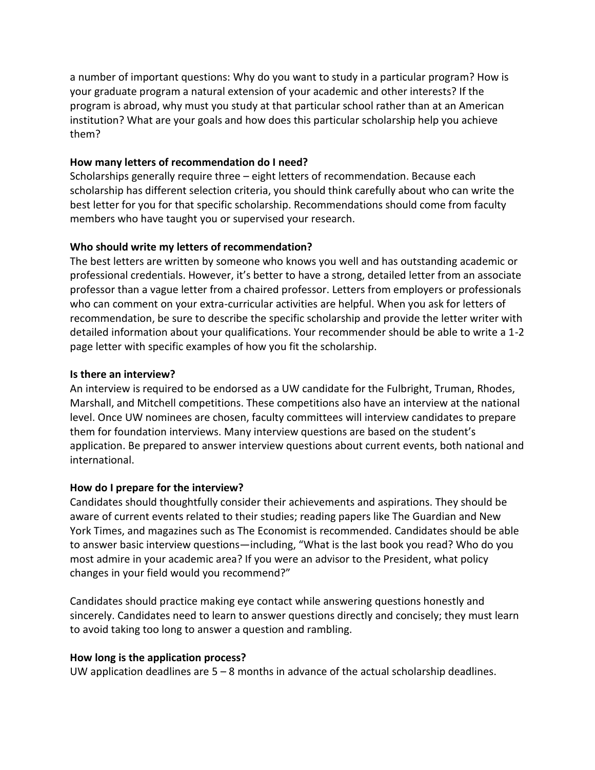a number of important questions: Why do you want to study in a particular program? How is your graduate program a natural extension of your academic and other interests? If the program is abroad, why must you study at that particular school rather than at an American institution? What are your goals and how does this particular scholarship help you achieve them?

**How many letters of recommendation do I need?**

Scholarships generally require three – eight letters of recommendation. Because each scholarship has different selection criteria, you should think carefully about who can write the best letter for you for that specific scholarship. Recommendations should come from faculty members who have taught you or supervised your research.

**Who should write my letters of recommendation?**

The best letters are written by someone who knows you well and has outstanding academic or professional credentials. However, it's better to have a strong, detailed letter from an associate professor than a vague letter from a chaired professor. Letters from employers or professionals who can comment on your extra-curricular activities are helpful. When you ask for letters of recommendation, be sure to describe the specific scholarship and provide the letter writer with detailed information about your qualifications. Your recommender should be able to write a 1-2 page letter with specific examples of how you fit the scholarship.

**Is there an interview?**

An interview is required to be endorsed as a UW candidate for the Fulbright, Truman, Rhodes, Marshall, and Mitchell competitions. These competitions also have an interview at the national level. Once UW nominees are chosen, faculty committees will interview candidates to prepare them for foundation interviews. Many interview questions are based on the student's application. Be prepared to answer interview questions about current events, both national and international.

**How do I prepare for the interview?**

Candidates should thoughtfully consider their achievements and aspirations. They should be aware of current events related to their studies; reading papers like The Guardian and New York Times, and magazines such as The Economist is recommended. Candidates should be able to answer basic interview questions—including, "What is the last book you read? Who do you most admire in your academic area? If you were an advisor to the President, what policy changes in your field would you recommend?"

Candidates should practice making eye contact while answering questions honestly and sincerely. Candidates need to learn to answer questions directly and concisely; they must learn to avoid taking too long to answer a question and rambling.

**How long is the application process?**

UW application deadlines are 5 – 8 months in advance of the actual scholarship deadlines.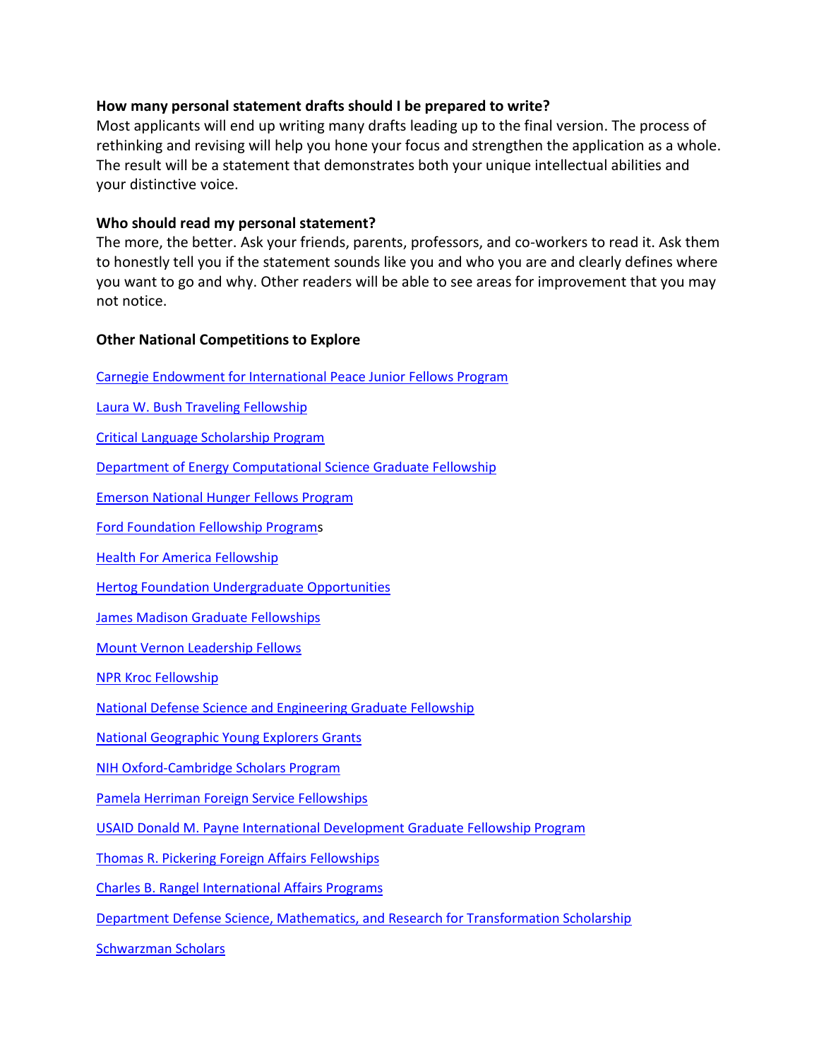**How many personal statement drafts should I be prepared to write?**
Most applicants will end up writing many drafts leading up to the final version. The process of rethinking and revising will help you hone your focus and strengthen the application as a whole. The result will be a statement that demonstrates both your unique intellectual abilities and your distinctive voice.

**Who should read my personal statement?**
The more, the better. Ask your friends, parents, professors, and co-workers to read it. Ask them to honestly tell you if the statement sounds like you and who you are and clearly defines where you want to go and why. Other readers will be able to see areas for improvement that you may not notice.

**Other National Competitions to Explore**

Carnegie Endowment for International Peace Junior Fellows Program

Laura W. Bush Traveling Fellowship

Critical Language Scholarship Program

Department of Energy Computational Science Graduate Fellowship

Emerson National Hunger Fellows Program

Ford Foundation Fellowship Programs

Health For America Fellowship

Hertog Foundation Undergraduate Opportunities

James Madison Graduate Fellowships

Mount Vernon Leadership Fellows

NPR Kroc Fellowship

National Defense Science and Engineering Graduate Fellowship

National Geographic Young Explorers Grants

NIH Oxford-Cambridge Scholars Program

Pamela Herriman Foreign Service Fellowships

USAID Donald M. Payne International Development Graduate Fellowship Program

Thomas R. Pickering Foreign Affairs Fellowships

Charles B. Rangel International Affairs Programs

Department Defense Science, Mathematics, and Research for Transformation Scholarship

Schwarzman Scholars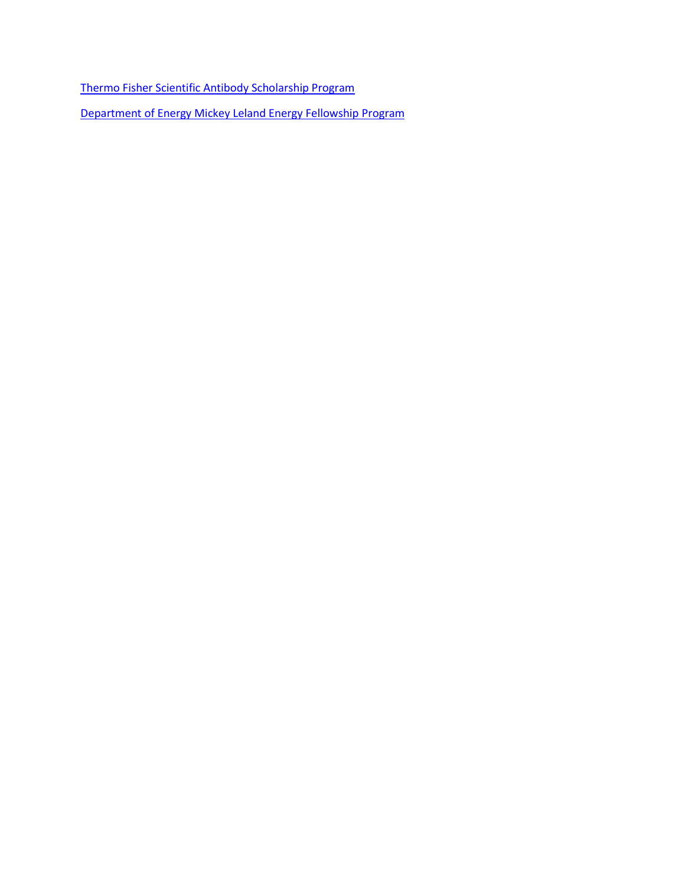Thermo Fisher Scientific Antibody Scholarship Program

Department of Energy Mickey Leland Energy Fellowship Program